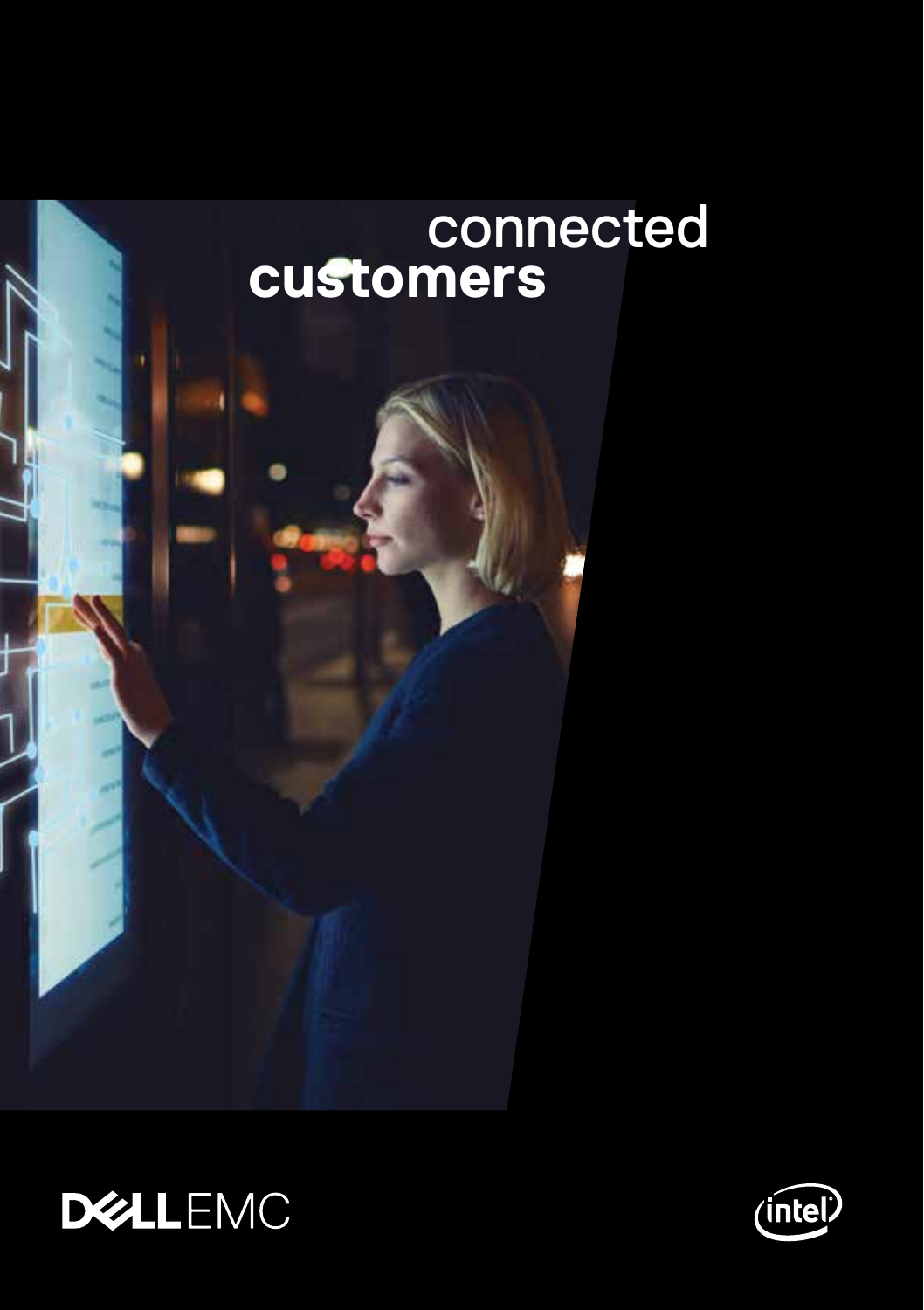# connected **customers**

DELL EMC

intel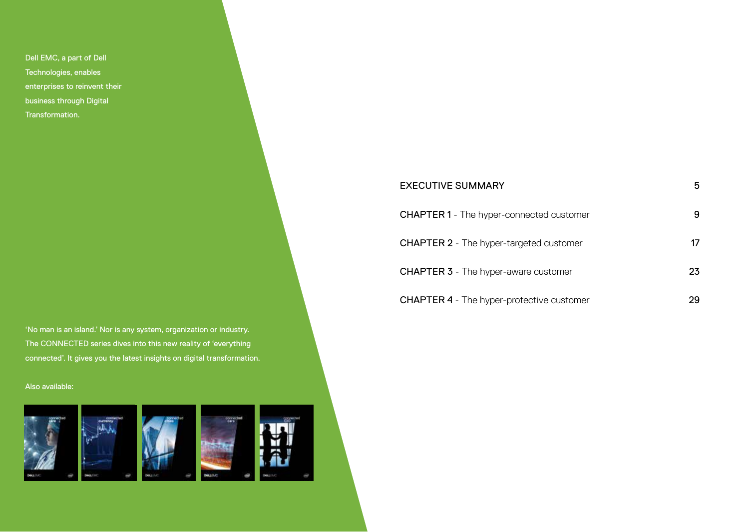Dell EMC, a part of Dell Technologies, enables enterprises to reinvent their business through Digital Transformation.

'No man is an island.' Nor is any system, organization or industry. The CONNECTED series dives into this new reality of 'everything connected'. It gives you the latest insights on digital transformation.

Also available:

| | |
|---|---|
| EXECUTIVE SUMMARY | 5 |
| CHAPTER 1 - The hyper-connected customer | 9 |
| CHAPTER 2 - The hyper-targeted customer | 17 |
| CHAPTER 3 - The hyper-aware customer | 23 |
| CHAPTER 4 - The hyper-protective customer | 29 |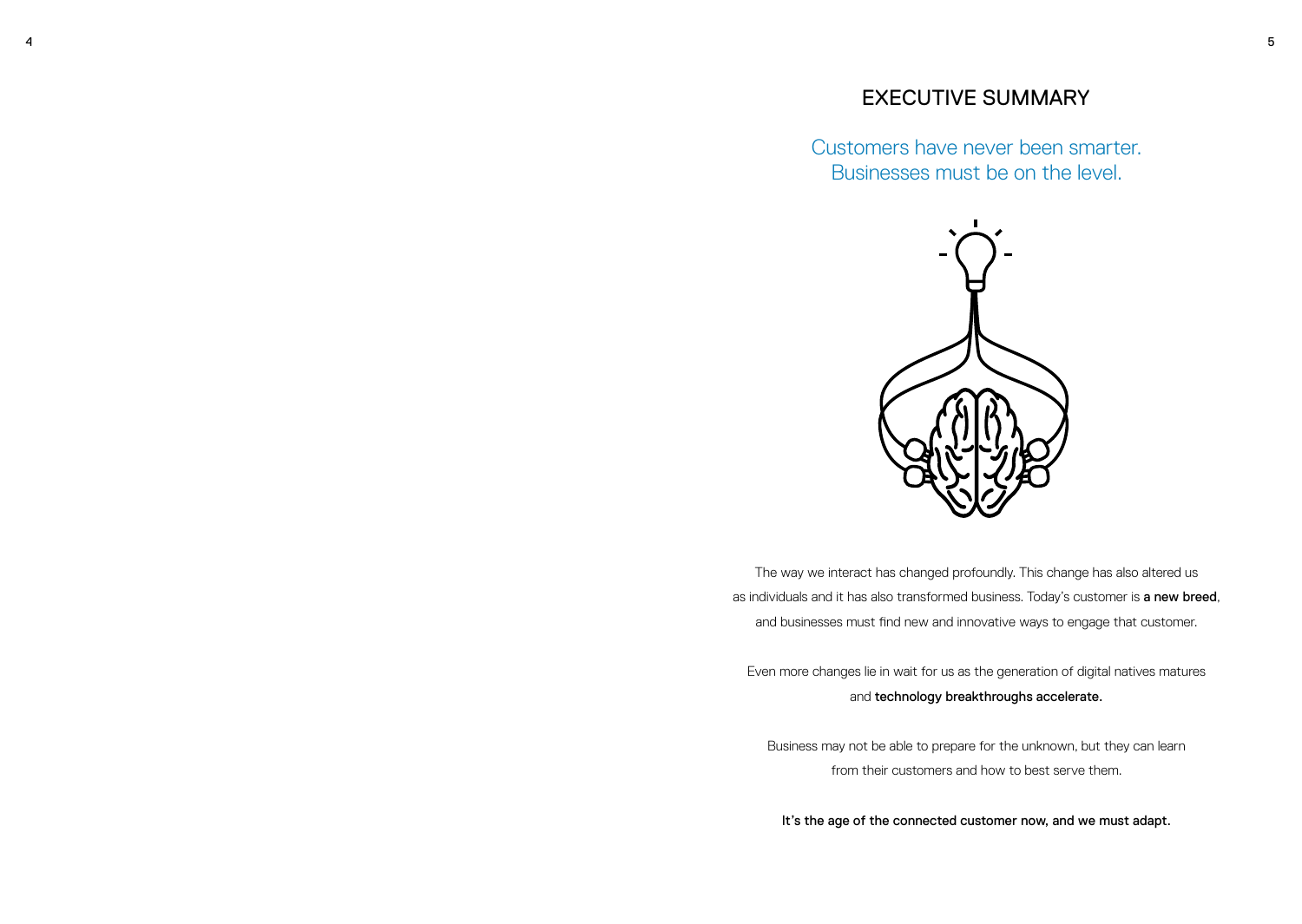# EXECUTIVE SUMMARY

## Customers have never been smarter. Businesses must be on the level.

The way we interact has changed profoundly. This change has also altered us as individuals and it has also transformed business. Today's customer is **a new breed**, and businesses must find new and innovative ways to engage that customer.

Even more changes lie in wait for us as the generation of digital natives matures and **technology breakthroughs accelerate.**

Business may not be able to prepare for the unknown, but they can learn from their customers and how to best serve them.

**It's the age of the connected customer now, and we must adapt.**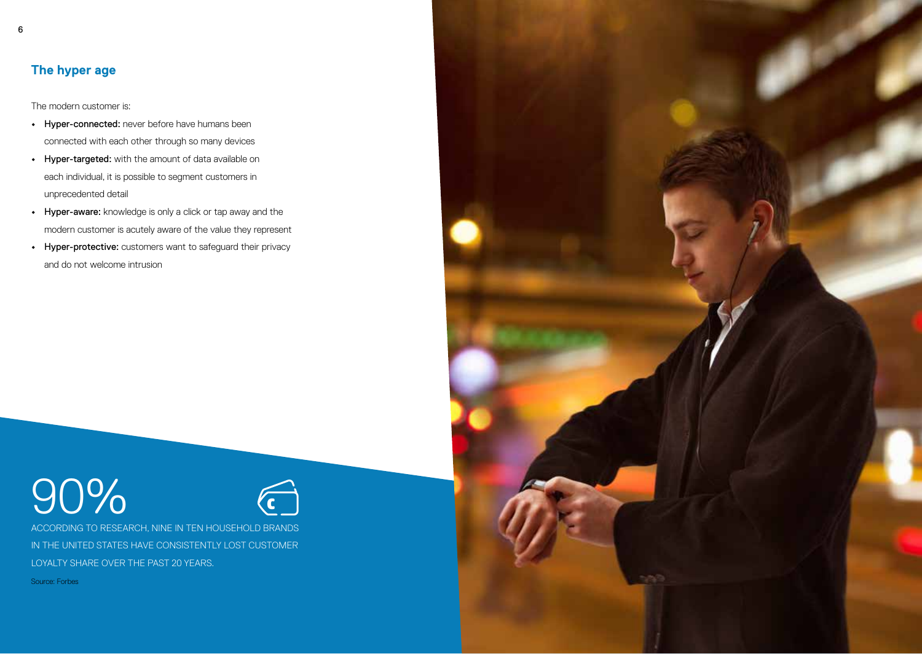## The hyper age

The modern customer is:

- **Hyper-connected:** never before have humans been connected with each other through so many devices
- **Hyper-targeted:** with the amount of data available on each individual, it is possible to segment customers in unprecedented detail
- **Hyper-aware:** knowledge is only a click or tap away and the modern customer is acutely aware of the value they represent
- **Hyper-protective:** customers want to safeguard their privacy and do not welcome intrusion

90%

ACCORDING TO RESEARCH, NINE IN TEN HOUSEHOLD BRANDS IN THE UNITED STATES HAVE CONSISTENTLY LOST CUSTOMER LOYALTY SHARE OVER THE PAST 20 YEARS.

Source: Forbes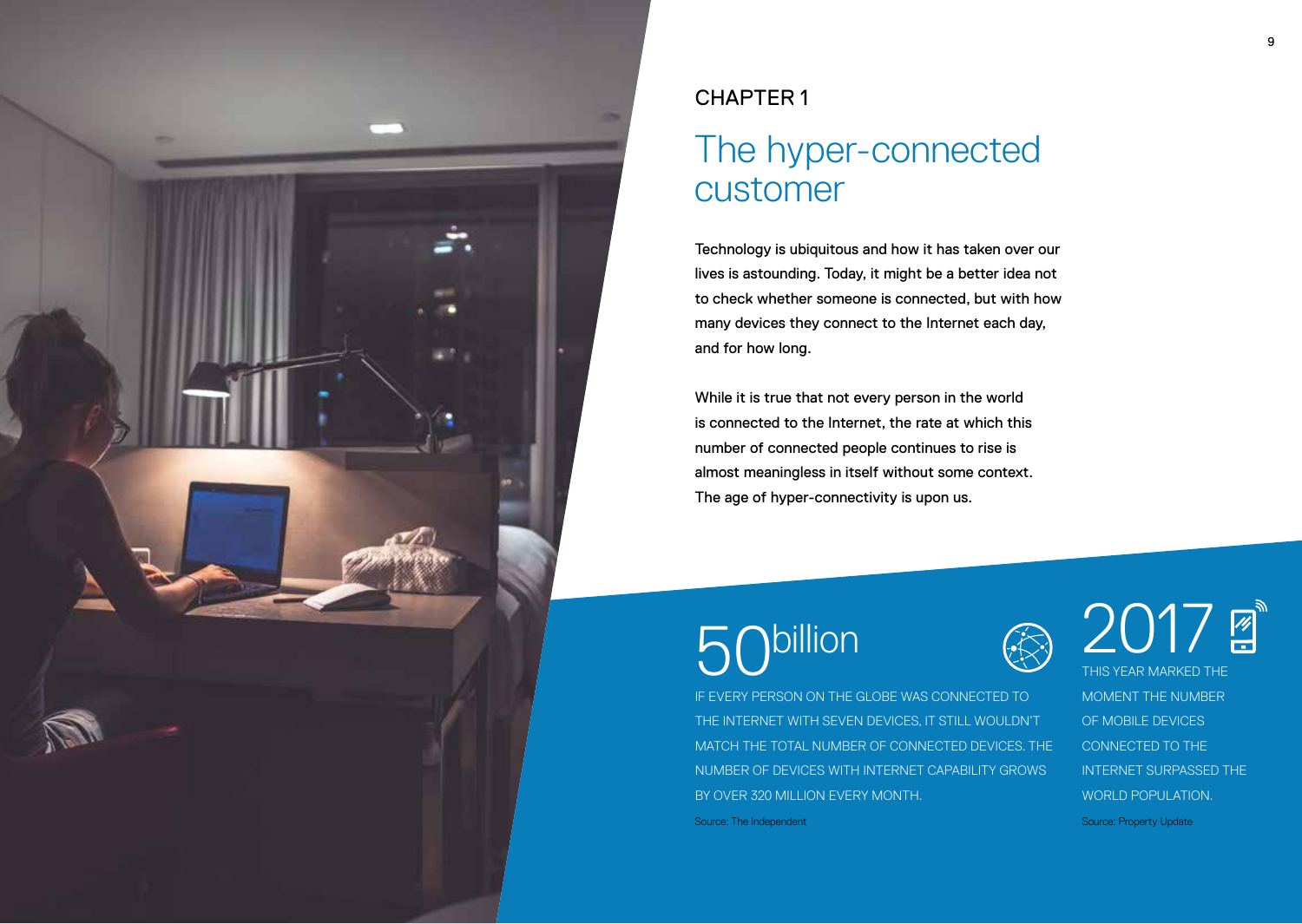CHAPTER 1

# The hyper-connected customer

Technology is ubiquitous and how it has taken over our lives is astounding. Today, it might be a better idea not to check whether someone is connected, but with how many devices they connect to the Internet each day, and for how long.

While it is true that not every person in the world is connected to the Internet, the rate at which this number of connected people continues to rise is almost meaningless in itself without some context. The age of hyper-connectivity is upon us.

50 billion

IF EVERY PERSON ON THE GLOBE WAS CONNECTED TO THE INTERNET WITH SEVEN DEVICES, IT STILL WOULDN'T MATCH THE TOTAL NUMBER OF CONNECTED DEVICES. THE NUMBER OF DEVICES WITH INTERNET CAPABILITY GROWS BY OVER 320 MILLION EVERY MONTH.

Source: The Independent

2017

THIS YEAR MARKED THE MOMENT THE NUMBER OF MOBILE DEVICES CONNECTED TO THE INTERNET SURPASSED THE WORLD POPULATION.

Source: Property Update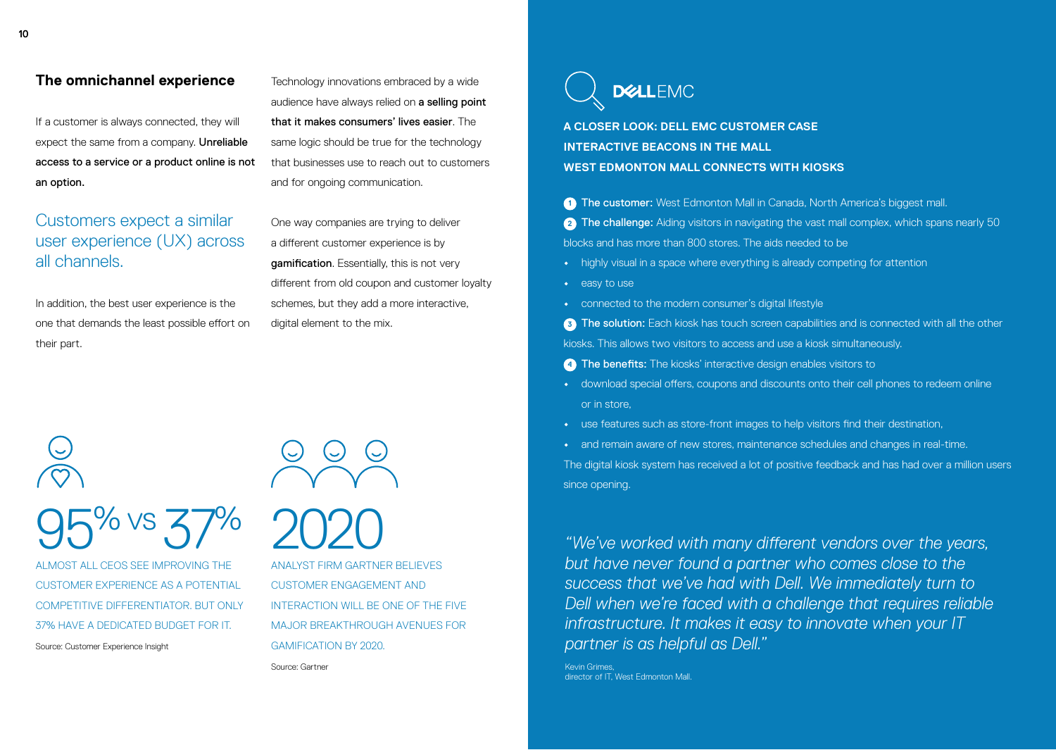## The omnichannel experience

If a customer is always connected, they will expect the same from a company. **Unreliable access to a service or a product online is not an option.**

### Customers expect a similar user experience (UX) across all channels.

In addition, the best user experience is the one that demands the least possible effort on their part.

Technology innovations embraced by a wide audience have always relied on **a selling point that it makes consumers' lives easier**. The same logic should be true for the technology that businesses use to reach out to customers and for ongoing communication.

One way companies are trying to deliver a different customer experience is by **gamification**. Essentially, this is not very different from old coupon and customer loyalty schemes, but they add a more interactive, digital element to the mix.

**95% VS 37%**

ALMOST ALL CEOS SEE IMPROVING THE CUSTOMER EXPERIENCE AS A POTENTIAL COMPETITIVE DIFFERENTIATOR. BUT ONLY 37% HAVE A DEDICATED BUDGET FOR IT.

Source: Customer Experience Insight

**2020**

ANALYST FIRM GARTNER BELIEVES CUSTOMER ENGAGEMENT AND INTERACTION WILL BE ONE OF THE FIVE MAJOR BREAKTHROUGH AVENUES FOR GAMIFICATION BY 2020.

Source: Gartner

DELL EMC

**A CLOSER LOOK: DELL EMC CUSTOMER CASE**
**INTERACTIVE BEACONS IN THE MALL**
**WEST EDMONTON MALL CONNECTS WITH KIOSKS**

1. **The customer:** West Edmonton Mall in Canada, North America's biggest mall.
2. **The challenge:** Aiding visitors in navigating the vast mall complex, which spans nearly 50 blocks and has more than 800 stores. The aids needed to be
   - highly visual in a space where everything is already competing for attention
   - easy to use
   - connected to the modern consumer's digital lifestyle
3. **The solution:** Each kiosk has touch screen capabilities and is connected with all the other kiosks. This allows two visitors to access and use a kiosk simultaneously.
4. **The benefits:** The kiosks' interactive design enables visitors to
   - download special offers, coupons and discounts onto their cell phones to redeem online or in store,
   - use features such as store-front images to help visitors find their destination,
   - and remain aware of new stores, maintenance schedules and changes in real-time.

The digital kiosk system has received a lot of positive feedback and has had over a million users since opening.

*"We've worked with many different vendors over the years, but have never found a partner who comes close to the success that we've had with Dell. We immediately turn to Dell when we're faced with a challenge that requires reliable infrastructure. It makes it easy to innovate when your IT partner is as helpful as Dell."*

Kevin Grimes,
director of IT, West Edmonton Mall.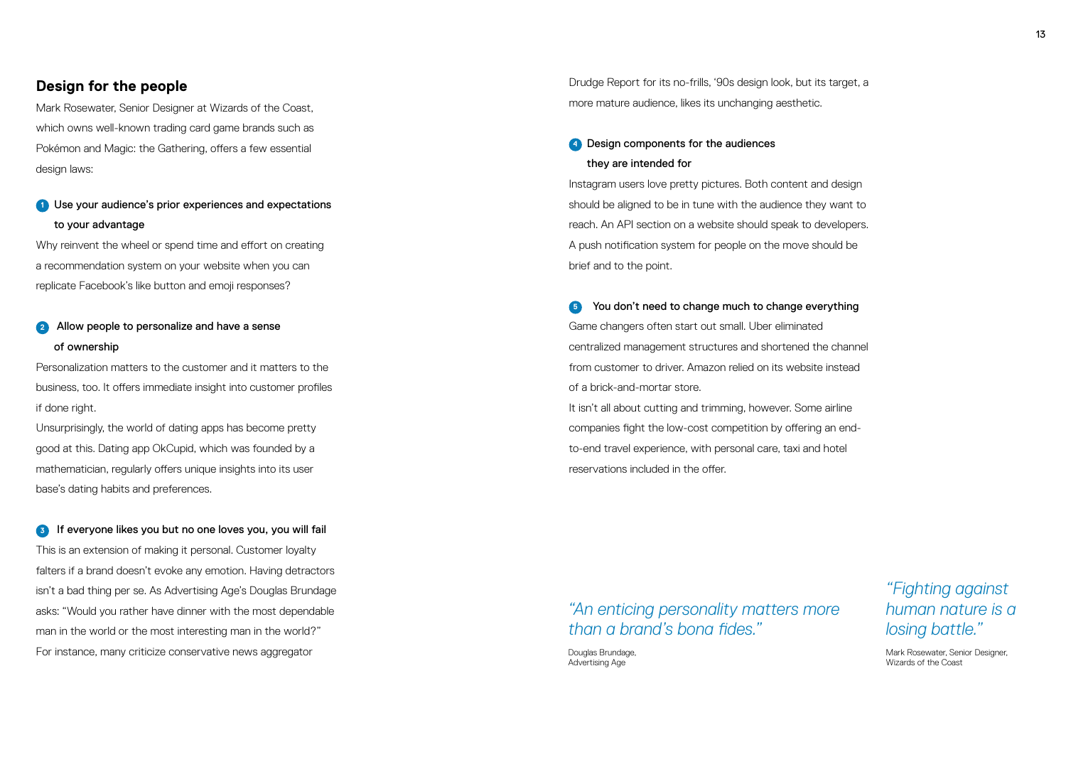## Design for the people

Mark Rosewater, Senior Designer at Wizards of the Coast, which owns well-known trading card game brands such as Pokémon and Magic: the Gathering, offers a few essential design laws:

**1 Use your audience's prior experiences and expectations to your advantage**

Why reinvent the wheel or spend time and effort on creating a recommendation system on your website when you can replicate Facebook's like button and emoji responses?

**2 Allow people to personalize and have a sense of ownership**

Personalization matters to the customer and it matters to the business, too. It offers immediate insight into customer profiles if done right.

Unsurprisingly, the world of dating apps has become pretty good at this. Dating app OkCupid, which was founded by a mathematician, regularly offers unique insights into its user base's dating habits and preferences.

**3 If everyone likes you but no one loves you, you will fail**

This is an extension of making it personal. Customer loyalty falters if a brand doesn't evoke any emotion. Having detractors isn't a bad thing per se. As Advertising Age's Douglas Brundage asks: "Would you rather have dinner with the most dependable man in the world or the most interesting man in the world?" For instance, many criticize conservative news aggregator Drudge Report for its no-frills, '90s design look, but its target, a more mature audience, likes its unchanging aesthetic.

**4 Design components for the audiences they are intended for**

Instagram users love pretty pictures. Both content and design should be aligned to be in tune with the audience they want to reach. An API section on a website should speak to developers. A push notification system for people on the move should be brief and to the point.

**5 You don't need to change much to change everything**

Game changers often start out small. Uber eliminated centralized management structures and shortened the channel from customer to driver. Amazon relied on its website instead of a brick-and-mortar store.

It isn't all about cutting and trimming, however. Some airline companies fight the low-cost competition by offering an end-to-end travel experience, with personal care, taxi and hotel reservations included in the offer.

> *"An enticing personality matters more than a brand's bona fides."*
>
> Douglas Brundage, Advertising Age

> *"Fighting against human nature is a losing battle."*
>
> Mark Rosewater, Senior Designer, Wizards of the Coast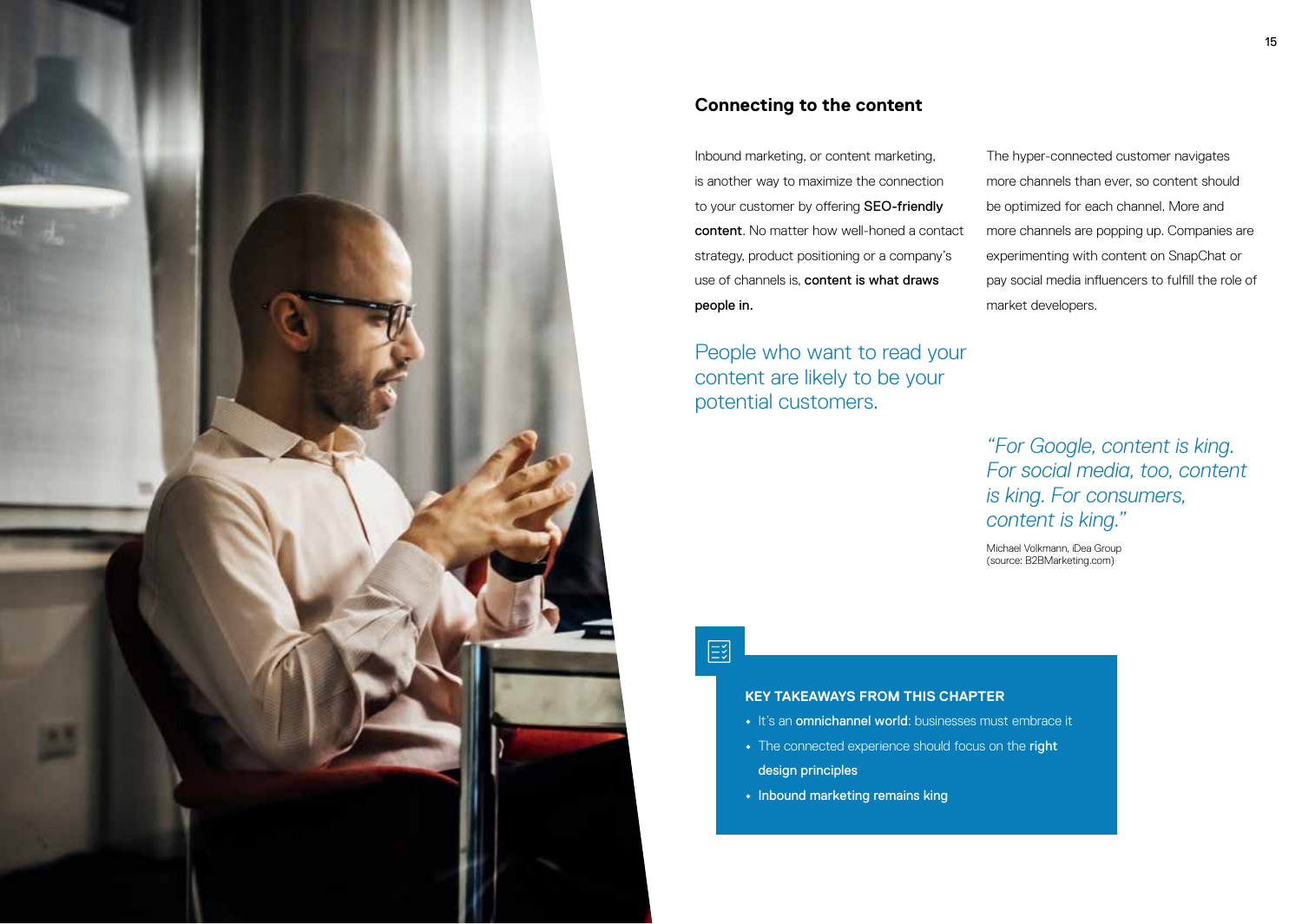## Connecting to the content

Inbound marketing, or content marketing, is another way to maximize the connection to your customer by offering **SEO-friendly content**. No matter how well-honed a contact strategy, product positioning or a company's use of channels is, **content is what draws people in.**

People who want to read your content are likely to be your potential customers.

The hyper-connected customer navigates more channels than ever, so content should be optimized for each channel. More and more channels are popping up. Companies are experimenting with content on SnapChat or pay social media influencers to fulfill the role of market developers.

*"For Google, content is king. For social media, too, content is king. For consumers, content is king."*

Michael Volkmann, iDea Group
(source: B2BMarketing.com)

**KEY TAKEAWAYS FROM THIS CHAPTER**

- It's an **omnichannel world**: businesses must embrace it
- The connected experience should focus on the **right design principles**
- **Inbound marketing remains king**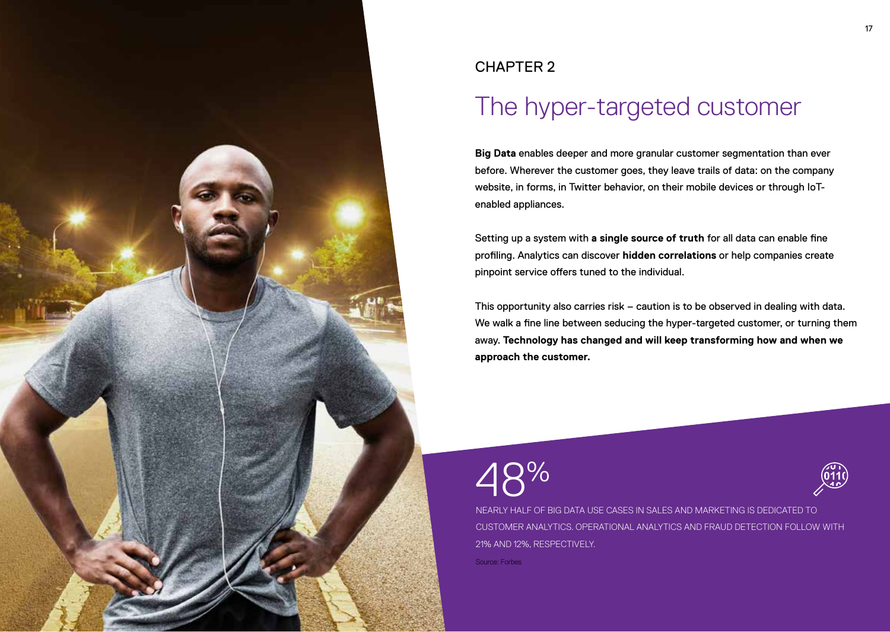CHAPTER 2

# The hyper-targeted customer

**Big Data** enables deeper and more granular customer segmentation than ever before. Wherever the customer goes, they leave trails of data: on the company website, in forms, in Twitter behavior, on their mobile devices or through IoT-enabled appliances.

Setting up a system with **a single source of truth** for all data can enable fine profiling. Analytics can discover **hidden correlations** or help companies create pinpoint service offers tuned to the individual.

This opportunity also carries risk – caution is to be observed in dealing with data. We walk a fine line between seducing the hyper-targeted customer, or turning them away. **Technology has changed and will keep transforming how and when we approach the customer.**

48%

NEARLY HALF OF BIG DATA USE CASES IN SALES AND MARKETING IS DEDICATED TO CUSTOMER ANALYTICS. OPERATIONAL ANALYTICS AND FRAUD DETECTION FOLLOW WITH 21% AND 12%, RESPECTIVELY.

Source: Forbes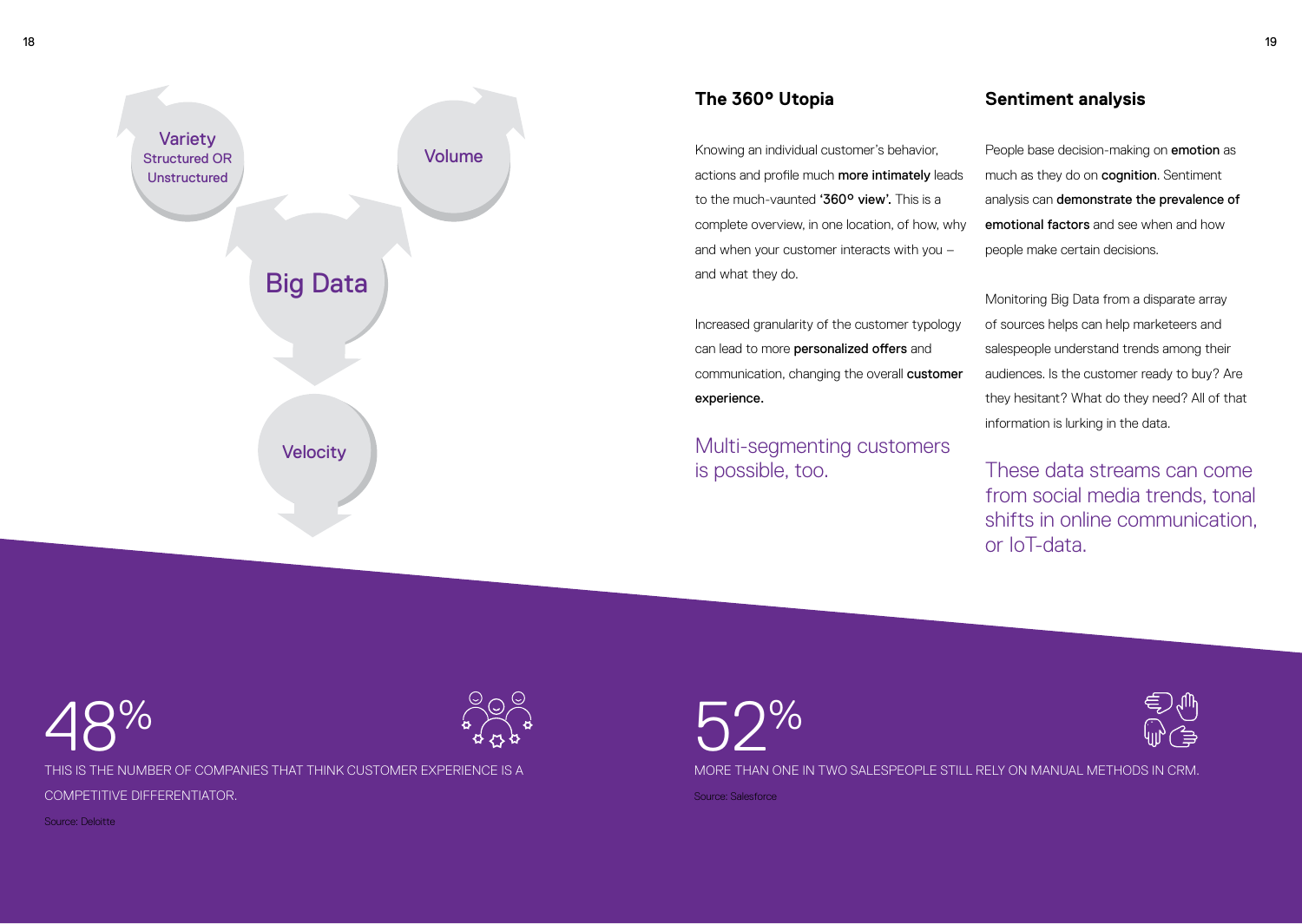Variety
Structured OR Unstructured

Volume

Big Data

Velocity

## The 360° Utopia

Knowing an individual customer's behavior, actions and profile much **more intimately** leads to the much-vaunted **'360° view'.** This is a complete overview, in one location, of how, why and when your customer interacts with you – and what they do.

Increased granularity of the customer typology can lead to more **personalized offers** and communication, changing the overall **customer experience.**

Multi-segmenting customers is possible, too.

## Sentiment analysis

People base decision-making on **emotion** as much as they do on **cognition**. Sentiment analysis can **demonstrate the prevalence of emotional factors** and see when and how people make certain decisions.

Monitoring Big Data from a disparate array of sources helps can help marketeers and salespeople understand trends among their audiences. Is the customer ready to buy? Are they hesitant? What do they need? All of that information is lurking in the data.

These data streams can come from social media trends, tonal shifts in online communication, or IoT-data.

48%

THIS IS THE NUMBER OF COMPANIES THAT THINK CUSTOMER EXPERIENCE IS A COMPETITIVE DIFFERENTIATOR.

Source: Deloitte

52%

MORE THAN ONE IN TWO SALESPEOPLE STILL RELY ON MANUAL METHODS IN CRM.

Source: Salesforce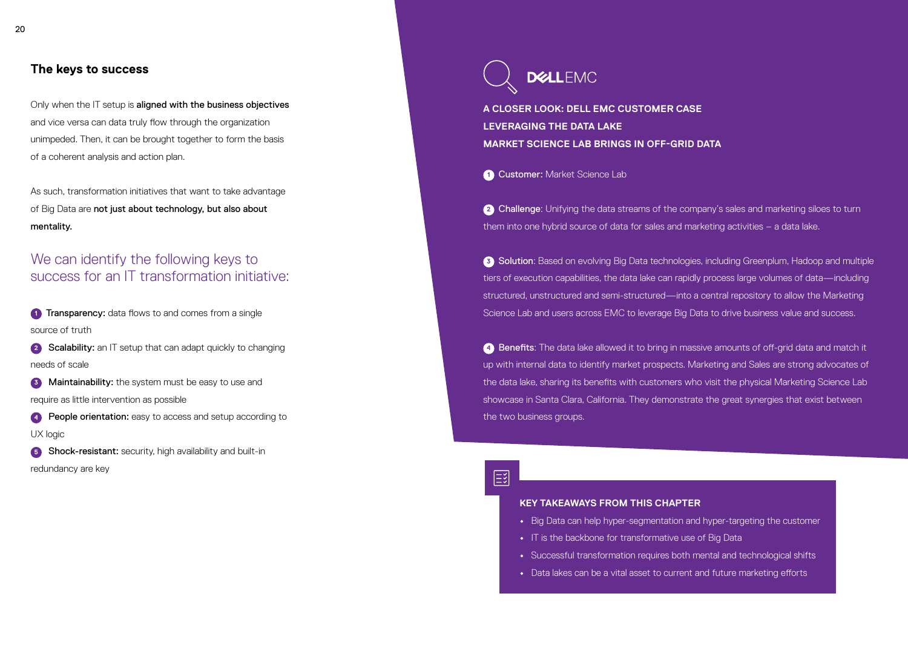## The keys to success

Only when the IT setup is **aligned with the business objectives** and vice versa can data truly flow through the organization unimpeded. Then, it can be brought together to form the basis of a coherent analysis and action plan.

As such, transformation initiatives that want to take advantage of Big Data are **not just about technology, but also about mentality.**

### We can identify the following keys to success for an IT transformation initiative:

1. **Transparency:** data flows to and comes from a single source of truth
2. **Scalability:** an IT setup that can adapt quickly to changing needs of scale
3. **Maintainability:** the system must be easy to use and require as little intervention as possible
4. **People orientation:** easy to access and setup according to UX logic
5. **Shock-resistant:** security, high availability and built-in redundancy are key

DELL EMC

**A CLOSER LOOK: DELL EMC CUSTOMER CASE**
**LEVERAGING THE DATA LAKE**
**MARKET SCIENCE LAB BRINGS IN OFF-GRID DATA**

1. **Customer:** Market Science Lab

2. **Challenge**: Unifying the data streams of the company's sales and marketing siloes to turn them into one hybrid source of data for sales and marketing activities – a data lake.

3. **Solution**: Based on evolving Big Data technologies, including Greenplum, Hadoop and multiple tiers of execution capabilities, the data lake can rapidly process large volumes of data—including structured, unstructured and semi-structured—into a central repository to allow the Marketing Science Lab and users across EMC to leverage Big Data to drive business value and success.

4. **Benefits**: The data lake allowed it to bring in massive amounts of off-grid data and match it up with internal data to identify market prospects. Marketing and Sales are strong advocates of the data lake, sharing its benefits with customers who visit the physical Marketing Science Lab showcase in Santa Clara, California. They demonstrate the great synergies that exist between the two business groups.

**KEY TAKEAWAYS FROM THIS CHAPTER**

- Big Data can help hyper-segmentation and hyper-targeting the customer
- IT is the backbone for transformative use of Big Data
- Successful transformation requires both mental and technological shifts
- Data lakes can be a vital asset to current and future marketing efforts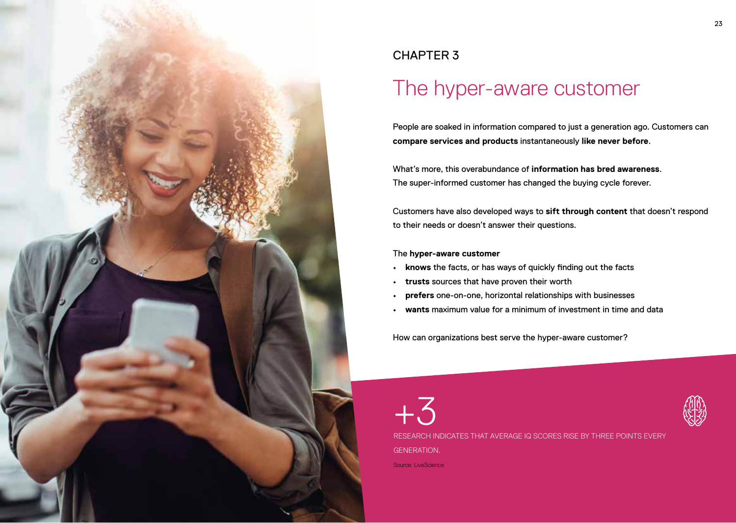CHAPTER 3

# The hyper-aware customer

People are soaked in information compared to just a generation ago. Customers can **compare services and products** instantaneously **like never before**.

What's more, this overabundance of **information has bred awareness**. The super-informed customer has changed the buying cycle forever.

Customers have also developed ways to **sift through content** that doesn't respond to their needs or doesn't answer their questions.

The **hyper-aware customer**

- **knows** the facts, or has ways of quickly finding out the facts
- **trusts** sources that have proven their worth
- **prefers** one-on-one, horizontal relationships with businesses
- **wants** maximum value for a minimum of investment in time and data

How can organizations best serve the hyper-aware customer?

+3

RESEARCH INDICATES THAT AVERAGE IQ SCORES RISE BY THREE POINTS EVERY GENERATION.

Source: LiveScience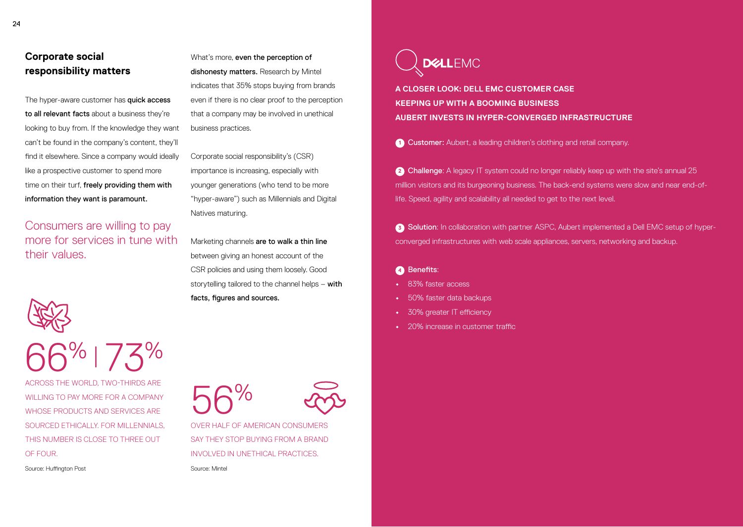## Corporate social responsibility matters

The hyper-aware customer has **quick access to all relevant facts** about a business they're looking to buy from. If the knowledge they want can't be found in the company's content, they'll find it elsewhere. Since a company would ideally like a prospective customer to spend more time on their turf, **freely providing them with information they want is paramount.**

Consumers are willing to pay more for services in tune with their values.

66% | 73%

ACROSS THE WORLD, TWO-THIRDS ARE WILLING TO PAY MORE FOR A COMPANY WHOSE PRODUCTS AND SERVICES ARE SOURCED ETHICALLY. FOR MILLENNIALS, THIS NUMBER IS CLOSE TO THREE OUT OF FOUR.

Source: Huffington Post

What's more, **even the perception of dishonesty matters.** Research by Mintel indicates that 35% stops buying from brands even if there is no clear proof to the perception that a company may be involved in unethical business practices.

Corporate social responsibility's (CSR) importance is increasing, especially with younger generations (who tend to be more "hyper-aware") such as Millennials and Digital Natives maturing.

Marketing channels **are to walk a thin line** between giving an honest account of the CSR policies and using them loosely. Good storytelling tailored to the channel helps – **with facts, figures and sources.**

56%

OVER HALF OF AMERICAN CONSUMERS SAY THEY STOP BUYING FROM A BRAND INVOLVED IN UNETHICAL PRACTICES.

Source: Mintel

DELL EMC

### A CLOSER LOOK: DELL EMC CUSTOMER CASE KEEPING UP WITH A BOOMING BUSINESS AUBERT INVESTS IN HYPER-CONVERGED INFRASTRUCTURE

1. **Customer:** Aubert, a leading children's clothing and retail company.

2. **Challenge**: A legacy IT system could no longer reliably keep up with the site's annual 25 million visitors and its burgeoning business. The back-end systems were slow and near end-of-life. Speed, agility and scalability all needed to get to the next level.

3. **Solution**: In collaboration with partner ASPC, Aubert implemented a Dell EMC setup of hyper-converged infrastructures with web scale appliances, servers, networking and backup.

4. **Benefits**:
   - 83% faster access
   - 50% faster data backups
   - 30% greater IT efficiency
   - 20% increase in customer traffic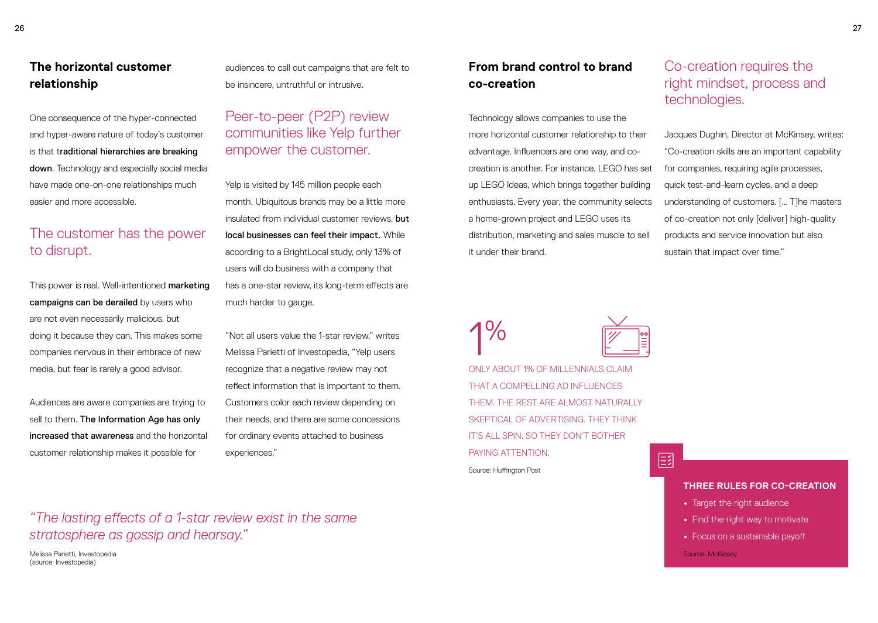## The horizontal customer relationship

One consequence of the hyper-connected and hyper-aware nature of today's customer is that t**raditional hierarchies are breaking down**. Technology and especially social media have made one-on-one relationships much easier and more accessible.

### The customer has the power to disrupt.

This power is real. Well-intentioned **marketing campaigns can be derailed** by users who are not even necessarily malicious, but doing it because they can. This makes some companies nervous in their embrace of new media, but fear is rarely a good advisor.

Audiences are aware companies are trying to sell to them. **The Information Age has only increased that awareness** and the horizontal customer relationship makes it possible for audiences to call out campaigns that are felt to be insincere, untruthful or intrusive.

### Peer-to-peer (P2P) review communities like Yelp further empower the customer.

Yelp is visited by 145 million people each month. Ubiquitous brands may be a little more insulated from individual customer reviews, **but local businesses can feel their impact.** While according to a BrightLocal study, only 13% of users will do business with a company that has a one-star review, its long-term effects are much harder to gauge.

"Not all users value the 1-star review," writes Melissa Parietti of Investopedia, "Yelp users recognize that a negative review may not reflect information that is important to them. Customers color each review depending on their needs, and there are some concessions for ordinary events attached to business experiences."

*"The lasting effects of a 1-star review exist in the same stratosphere as gossip and hearsay."*

Melissa Parietti, Investopedia
(source: Investopedia)

## From brand control to brand co-creation

Technology allows companies to use the more horizontal customer relationship to their advantage. Influencers are one way, and co-creation is another. For instance, LEGO has set up LEGO Ideas, which brings together building enthusiasts. Every year, the community selects a home-grown project and LEGO uses its distribution, marketing and sales muscle to sell it under their brand.

1%

ONLY ABOUT 1% OF MILLENNIALS CLAIM THAT A COMPELLING AD INFLUENCES THEM. THE REST ARE ALMOST NATURALLY SKEPTICAL OF ADVERTISING. THEY THINK IT'S ALL SPIN, SO THEY DON'T BOTHER PAYING ATTENTION.

Source: Huffington Post

### Co-creation requires the right mindset, process and technologies.

Jacques Dughin, Director at McKinsey, writes: "Co-creation skills are an important capability for companies, requiring agile processes, quick test-and-learn cycles, and a deep understanding of customers. [... T]he masters of co-creation not only [deliver] high-quality products and service innovation but also sustain that impact over time."

**THREE RULES FOR CO-CREATION**

- Target the right audience
- Find the right way to motivate
- Focus on a sustainable payoff

Source: McKinsey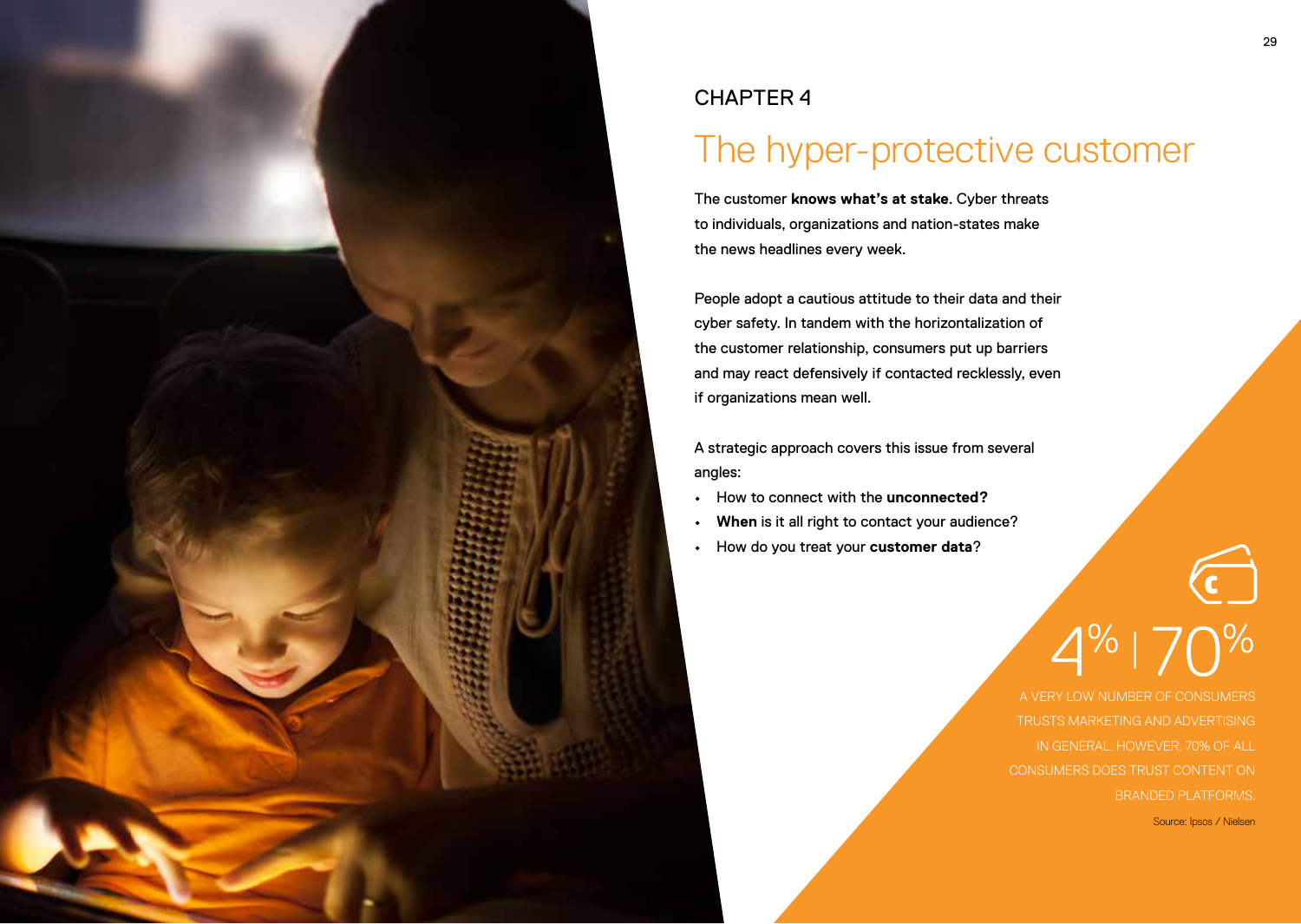CHAPTER 4

# The hyper-protective customer

The customer **knows what's at stake**. Cyber threats to individuals, organizations and nation-states make the news headlines every week.

People adopt a cautious attitude to their data and their cyber safety. In tandem with the horizontalization of the customer relationship, consumers put up barriers and may react defensively if contacted recklessly, even if organizations mean well.

A strategic approach covers this issue from several angles:

- How to connect with the **unconnected?**
- **When** is it all right to contact your audience?
- How do you treat your **customer data**?

4% | 70%

A VERY LOW NUMBER OF CONSUMERS TRUSTS MARKETING AND ADVERTISING IN GENERAL. HOWEVER, 70% OF ALL CONSUMERS DOES TRUST CONTENT ON BRANDED PLATFORMS.

Source: Ipsos / Nielsen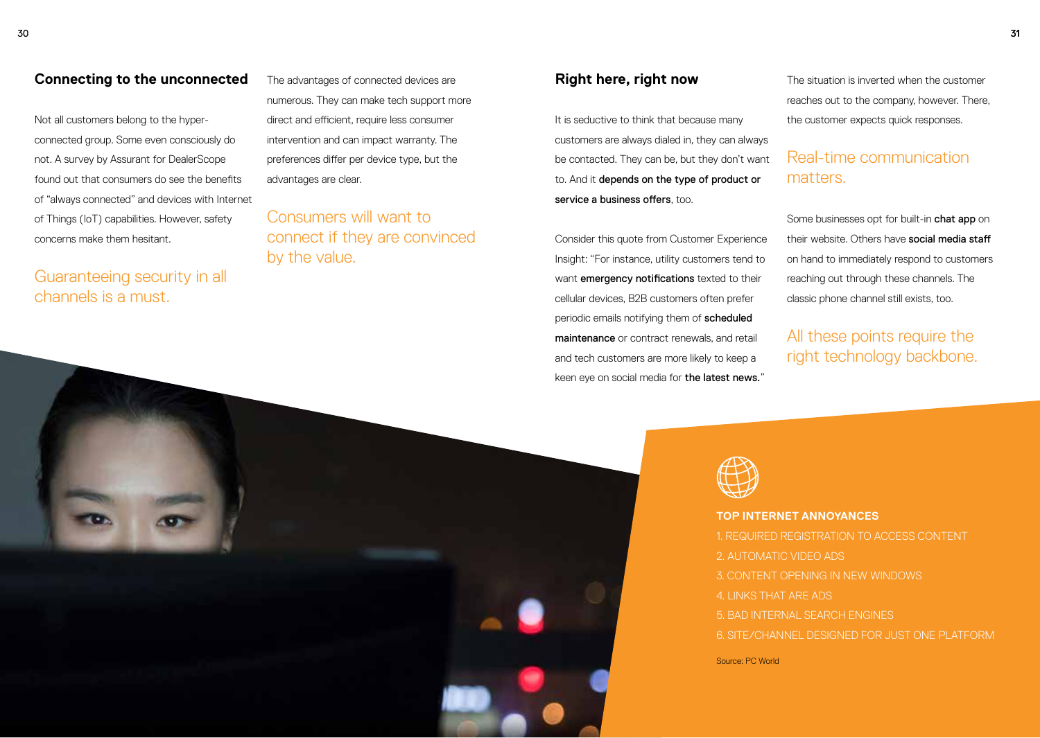## Connecting to the unconnected

Not all customers belong to the hyper-connected group. Some even consciously do not. A survey by Assurant for DealerScope found out that consumers do see the benefits of "always connected" and devices with Internet of Things (IoT) capabilities. However, safety concerns make them hesitant.

Guaranteeing security in all channels is a must.

The advantages of connected devices are numerous. They can make tech support more direct and efficient, require less consumer intervention and can impact warranty. The preferences differ per device type, but the advantages are clear.

Consumers will want to connect if they are convinced by the value.

## Right here, right now

It is seductive to think that because many customers are always dialed in, they can always be contacted. They can be, but they don't want to. And it **depends on the type of product or service a business offers**, too.

Consider this quote from Customer Experience Insight: "For instance, utility customers tend to want **emergency notifications** texted to their cellular devices, B2B customers often prefer periodic emails notifying them of **scheduled maintenance** or contract renewals, and retail and tech customers are more likely to keep a keen eye on social media for **the latest news.**"

The situation is inverted when the customer reaches out to the company, however. There, the customer expects quick responses.

Real-time communication matters.

Some businesses opt for built-in **chat app** on their website. Others have **social media staff** on hand to immediately respond to customers reaching out through these channels. The classic phone channel still exists, too.

All these points require the right technology backbone.

**TOP INTERNET ANNOYANCES**

1. REQUIRED REGISTRATION TO ACCESS CONTENT
2. AUTOMATIC VIDEO ADS
3. CONTENT OPENING IN NEW WINDOWS
4. LINKS THAT ARE ADS
5. BAD INTERNAL SEARCH ENGINES
6. SITE/CHANNEL DESIGNED FOR JUST ONE PLATFORM

Source: PC World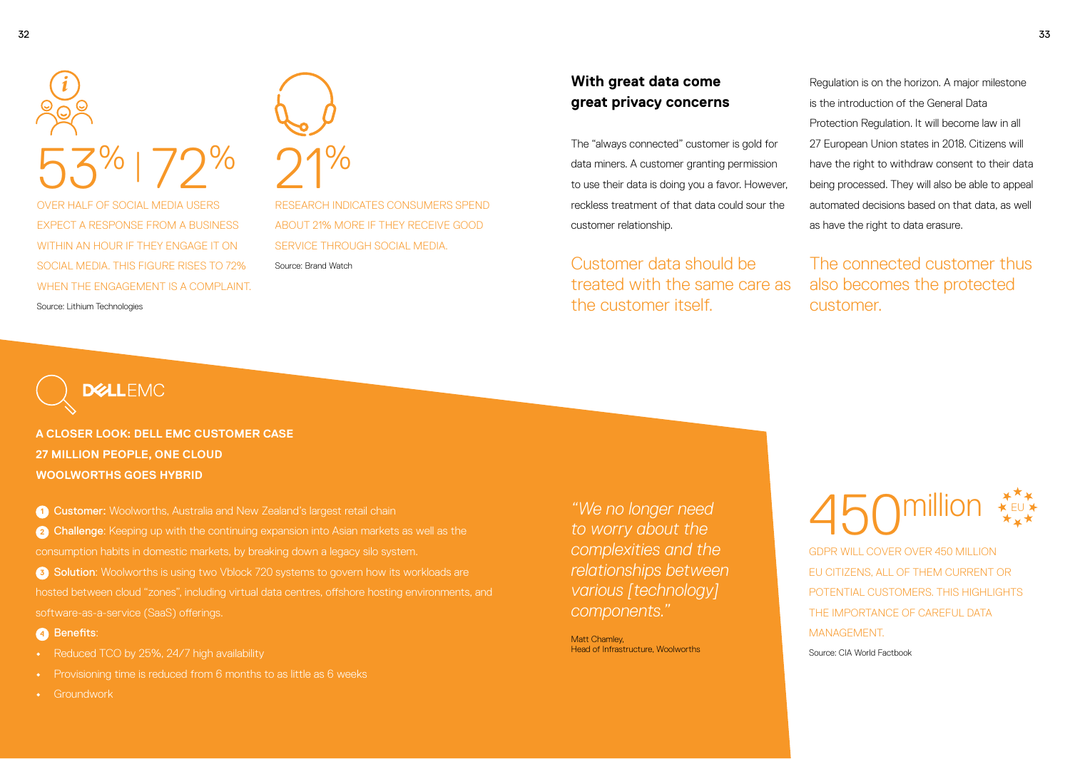53% | 72%

OVER HALF OF SOCIAL MEDIA USERS EXPECT A RESPONSE FROM A BUSINESS WITHIN AN HOUR IF THEY ENGAGE IT ON SOCIAL MEDIA. THIS FIGURE RISES TO 72% WHEN THE ENGAGEMENT IS A COMPLAINT.

Source: Lithium Technologies

21%

RESEARCH INDICATES CONSUMERS SPEND ABOUT 21% MORE IF THEY RECEIVE GOOD SERVICE THROUGH SOCIAL MEDIA.

Source: Brand Watch

## With great data come great privacy concerns

The "always connected" customer is gold for data miners. A customer granting permission to use their data is doing you a favor. However, reckless treatment of that data could sour the customer relationship.

Customer data should be treated with the same care as the customer itself.

Regulation is on the horizon. A major milestone is the introduction of the General Data Protection Regulation. It will become law in all 27 European Union states in 2018. Citizens will have the right to withdraw consent to their data being processed. They will also be able to appeal automated decisions based on that data, as well as have the right to data erasure.

The connected customer thus also becomes the protected customer.

DELL EMC

**A CLOSER LOOK: DELL EMC CUSTOMER CASE**
**27 MILLION PEOPLE, ONE CLOUD**
**WOOLWORTHS GOES HYBRID**

1. **Customer:** Woolworths, Australia and New Zealand's largest retail chain
2. **Challenge**: Keeping up with the continuing expansion into Asian markets as well as the consumption habits in domestic markets, by breaking down a legacy silo system.
3. **Solution**: Woolworths is using two Vblock 720 systems to govern how its workloads are hosted between cloud "zones", including virtual data centres, offshore hosting environments, and software-as-a-service (SaaS) offerings.
4. **Benefits**:
   - Reduced TCO by 25%, 24/7 high availability
   - Provisioning time is reduced from 6 months to as little as 6 weeks
   - Groundwork

*"We no longer need to worry about the complexities and the relationships between various [technology] components."*

Matt Chamley,
Head of Infrastructure, Woolworths

450 million EU

GDPR WILL COVER OVER 450 MILLION EU CITIZENS, ALL OF THEM CURRENT OR POTENTIAL CUSTOMERS. THIS HIGHLIGHTS THE IMPORTANCE OF CAREFUL DATA MANAGEMENT.

Source: CIA World Factbook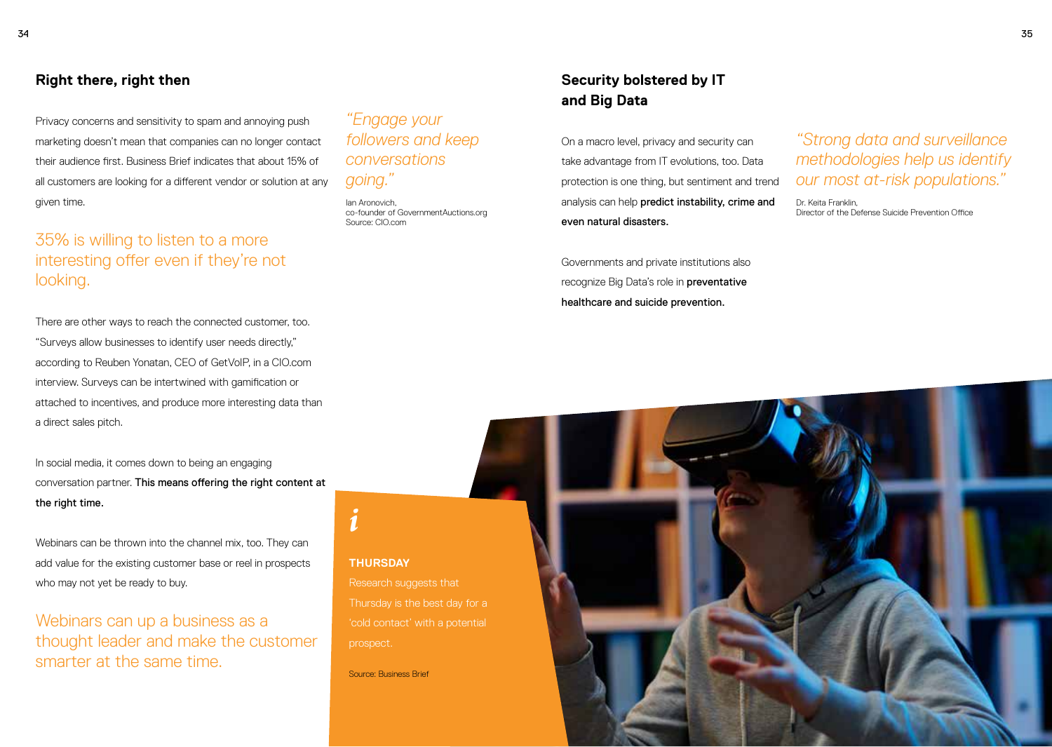## Right there, right then

Privacy concerns and sensitivity to spam and annoying push marketing doesn't mean that companies can no longer contact their audience first. Business Brief indicates that about 15% of all customers are looking for a different vendor or solution at any given time.

35% is willing to listen to a more interesting offer even if they're not looking.

There are other ways to reach the connected customer, too. "Surveys allow businesses to identify user needs directly," according to Reuben Yonatan, CEO of GetVoIP, in a CIO.com interview. Surveys can be intertwined with gamification or attached to incentives, and produce more interesting data than a direct sales pitch.

In social media, it comes down to being an engaging conversation partner. **This means offering the right content at the right time.**

Webinars can be thrown into the channel mix, too. They can add value for the existing customer base or reel in prospects who may not yet be ready to buy.

Webinars can up a business as a thought leader and make the customer smarter at the same time.

*"Engage your followers and keep conversations going."*

Ian Aronovich,
co-founder of GovernmentAuctions.org
Source: CIO.com

**THURSDAY**

Research suggests that Thursday is the best day for a 'cold contact' with a potential prospect.

Source: Business Brief

## Security bolstered by IT and Big Data

On a macro level, privacy and security can take advantage from IT evolutions, too. Data protection is one thing, but sentiment and trend analysis can help **predict instability, crime and even natural disasters.**

Governments and private institutions also recognize Big Data's role in **preventative healthcare and suicide prevention.**

*"Strong data and surveillance methodologies help us identify our most at-risk populations."*

Dr. Keita Franklin,
Director of the Defense Suicide Prevention Office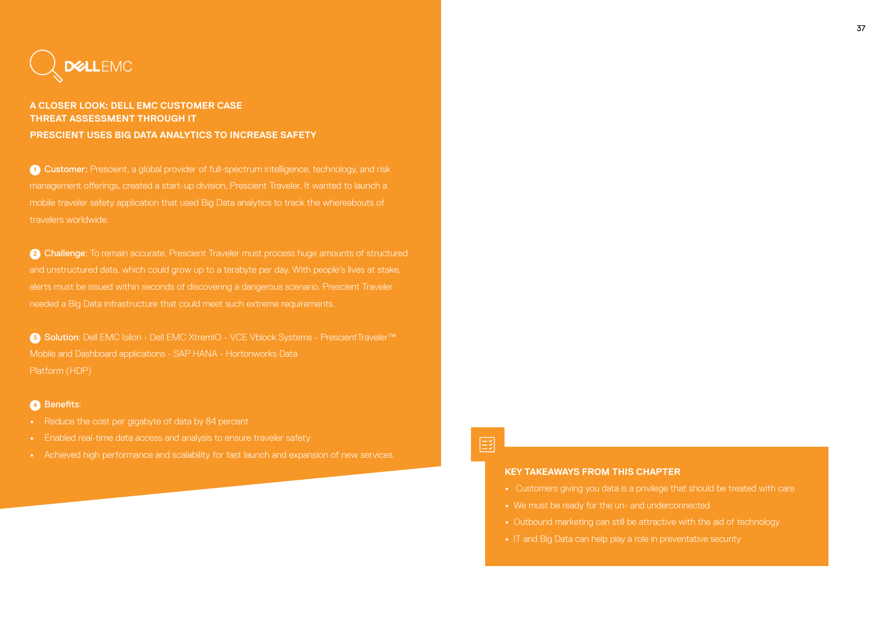DELL EMC

### A CLOSER LOOK: DELL EMC CUSTOMER CASE
### THREAT ASSESSMENT THROUGH IT
### PRESCIENT USES BIG DATA ANALYTICS TO INCREASE SAFETY

1 **Customer:** Prescient, a global provider of full-spectrum intelligence, technology, and risk management offerings, created a start-up division, Prescient Traveler. It wanted to launch a mobile traveler safety application that used Big Data analytics to track the whereabouts of travelers worldwide.

2 **Challenge**: To remain accurate, Prescient Traveler must process huge amounts of structured and unstructured data, which could grow up to a terabyte per day. With people's lives at stake, alerts must be issued within seconds of discovering a dangerous scenario. Prescient Traveler needed a Big Data infrastructure that could meet such extreme requirements.

3 **Solution**: Dell EMC Isilon · Dell EMC XtremIO · VCE Vblock Systems · PrescientTraveler™ Mobile and Dashboard applications · SAP HANA · Hortonworks Data Platform (HDP)

4 **Benefits**:

- Reduce the cost per gigabyte of data by 84 percent
- Enabled real-time data access and analysis to ensure traveler safety
- Achieved high performance and scalability for fast launch and expansion of new services

### KEY TAKEAWAYS FROM THIS CHAPTER

- Customers giving you data is a privilege that should be treated with care
- We must be ready for the un- and underconnected
- Outbound marketing can still be attractive with the aid of technology
- IT and Big Data can help play a role in preventative security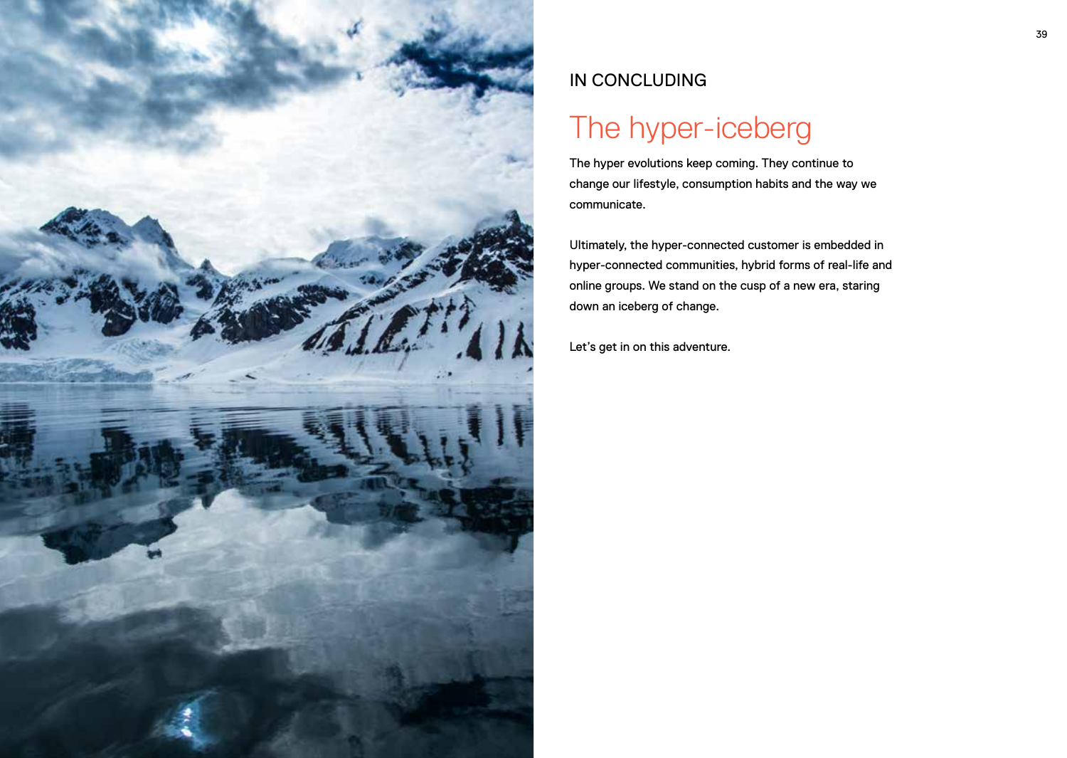IN CONCLUDING

# The hyper-iceberg

The hyper evolutions keep coming. They continue to change our lifestyle, consumption habits and the way we communicate.

Ultimately, the hyper-connected customer is embedded in hyper-connected communities, hybrid forms of real-life and online groups. We stand on the cusp of a new era, staring down an iceberg of change.

Let's get in on this adventure.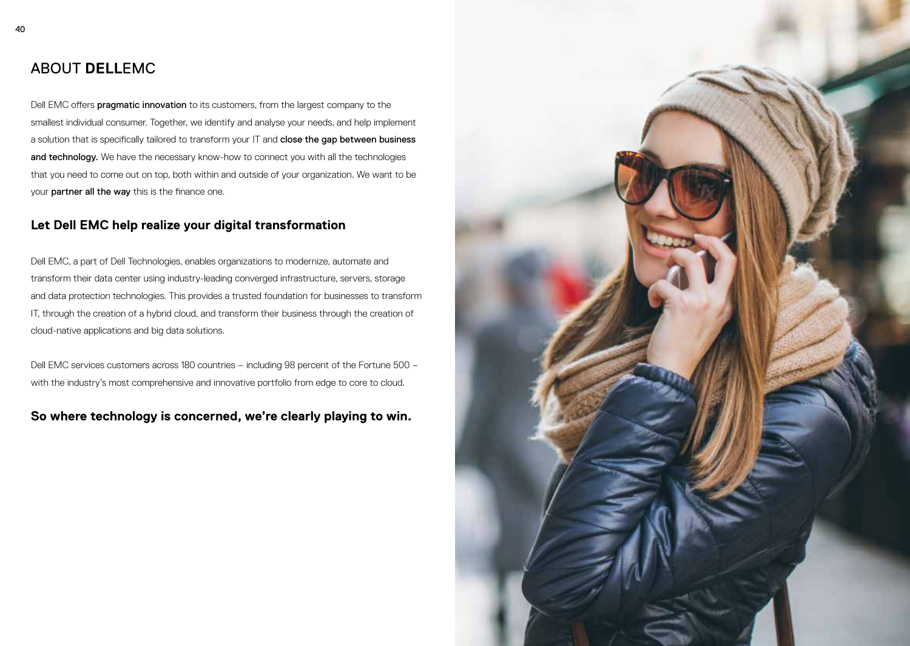# ABOUT **DELL**EMC

Dell EMC offers **pragmatic innovation** to its customers, from the largest company to the smallest individual consumer. Together, we identify and analyse your needs, and help implement a solution that is specifically tailored to transform your IT and **close the gap between business and technology.** We have the necessary know-how to connect you with all the technologies that you need to come out on top, both within and outside of your organization. We want to be your **partner all the way** this is the finance one.

## Let Dell EMC help realize your digital transformation

Dell EMC, a part of Dell Technologies, enables organizations to modernize, automate and transform their data center using industry-leading converged infrastructure, servers, storage and data protection technologies. This provides a trusted foundation for businesses to transform IT, through the creation of a hybrid cloud, and transform their business through the creation of cloud-native applications and big data solutions.

Dell EMC services customers across 180 countries – including 98 percent of the Fortune 500 – with the industry's most comprehensive and innovative portfolio from edge to core to cloud.

**So where technology is concerned, we're clearly playing to win.**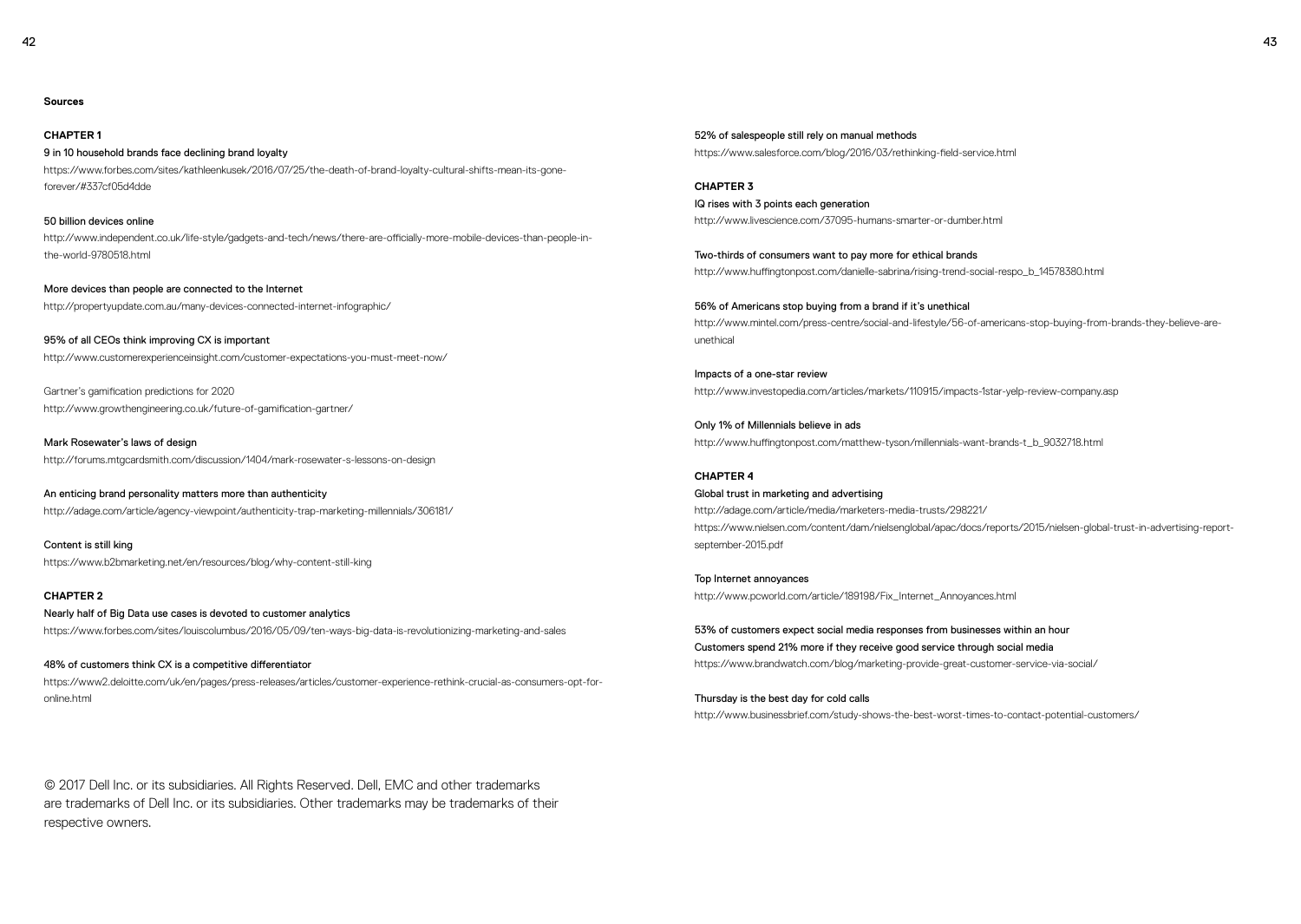**Sources**

**CHAPTER 1**

9 in 10 household brands face declining brand loyalty
https://www.forbes.com/sites/kathleenkusek/2016/07/25/the-death-of-brand-loyalty-cultural-shifts-mean-its-gone-forever/#337cf05d4dde

50 billion devices online
http://www.independent.co.uk/life-style/gadgets-and-tech/news/there-are-officially-more-mobile-devices-than-people-in-the-world-9780518.html

More devices than people are connected to the Internet
http://propertyupdate.com.au/many-devices-connected-internet-infographic/

95% of all CEOs think improving CX is important
http://www.customerexperienceinsight.com/customer-expectations-you-must-meet-now/

Gartner's gamification predictions for 2020
http://www.growthengineering.co.uk/future-of-gamification-gartner/

Mark Rosewater's laws of design
http://forums.mtgcardsmith.com/discussion/1404/mark-rosewater-s-lessons-on-design

An enticing brand personality matters more than authenticity
http://adage.com/article/agency-viewpoint/authenticity-trap-marketing-millennials/306181/

Content is still king
https://www.b2bmarketing.net/en/resources/blog/why-content-still-king

**CHAPTER 2**

Nearly half of Big Data use cases is devoted to customer analytics
https://www.forbes.com/sites/louiscolumbus/2016/05/09/ten-ways-big-data-is-revolutionizing-marketing-and-sales

48% of customers think CX is a competitive differentiator
https://www2.deloitte.com/uk/en/pages/press-releases/articles/customer-experience-rethink-crucial-as-consumers-opt-for-online.html

52% of salespeople still rely on manual methods
https://www.salesforce.com/blog/2016/03/rethinking-field-service.html

**CHAPTER 3**

IQ rises with 3 points each generation
http://www.livescience.com/37095-humans-smarter-or-dumber.html

Two-thirds of consumers want to pay more for ethical brands
http://www.huffingtonpost.com/danielle-sabrina/rising-trend-social-respo_b_14578380.html

56% of Americans stop buying from a brand if it's unethical
http://www.mintel.com/press-centre/social-and-lifestyle/56-of-americans-stop-buying-from-brands-they-believe-are-unethical

Impacts of a one-star review
http://www.investopedia.com/articles/markets/110915/impacts-1star-yelp-review-company.asp

Only 1% of Millennials believe in ads
http://www.huffingtonpost.com/matthew-tyson/millennials-want-brands-t_b_9032718.html

**CHAPTER 4**

Global trust in marketing and advertising
http://adage.com/article/media/marketers-media-trusts/298221/
https://www.nielsen.com/content/dam/nielsenglobal/apac/docs/reports/2015/nielsen-global-trust-in-advertising-report-september-2015.pdf

Top Internet annoyances
http://www.pcworld.com/article/189198/Fix_Internet_Annoyances.html

53% of customers expect social media responses from businesses within an hour
Customers spend 21% more if they receive good service through social media
https://www.brandwatch.com/blog/marketing-provide-great-customer-service-via-social/

Thursday is the best day for cold calls
http://www.businessbrief.com/study-shows-the-best-worst-times-to-contact-potential-customers/

© 2017 Dell Inc. or its subsidiaries. All Rights Reserved. Dell, EMC and other trademarks are trademarks of Dell Inc. or its subsidiaries. Other trademarks may be trademarks of their respective owners.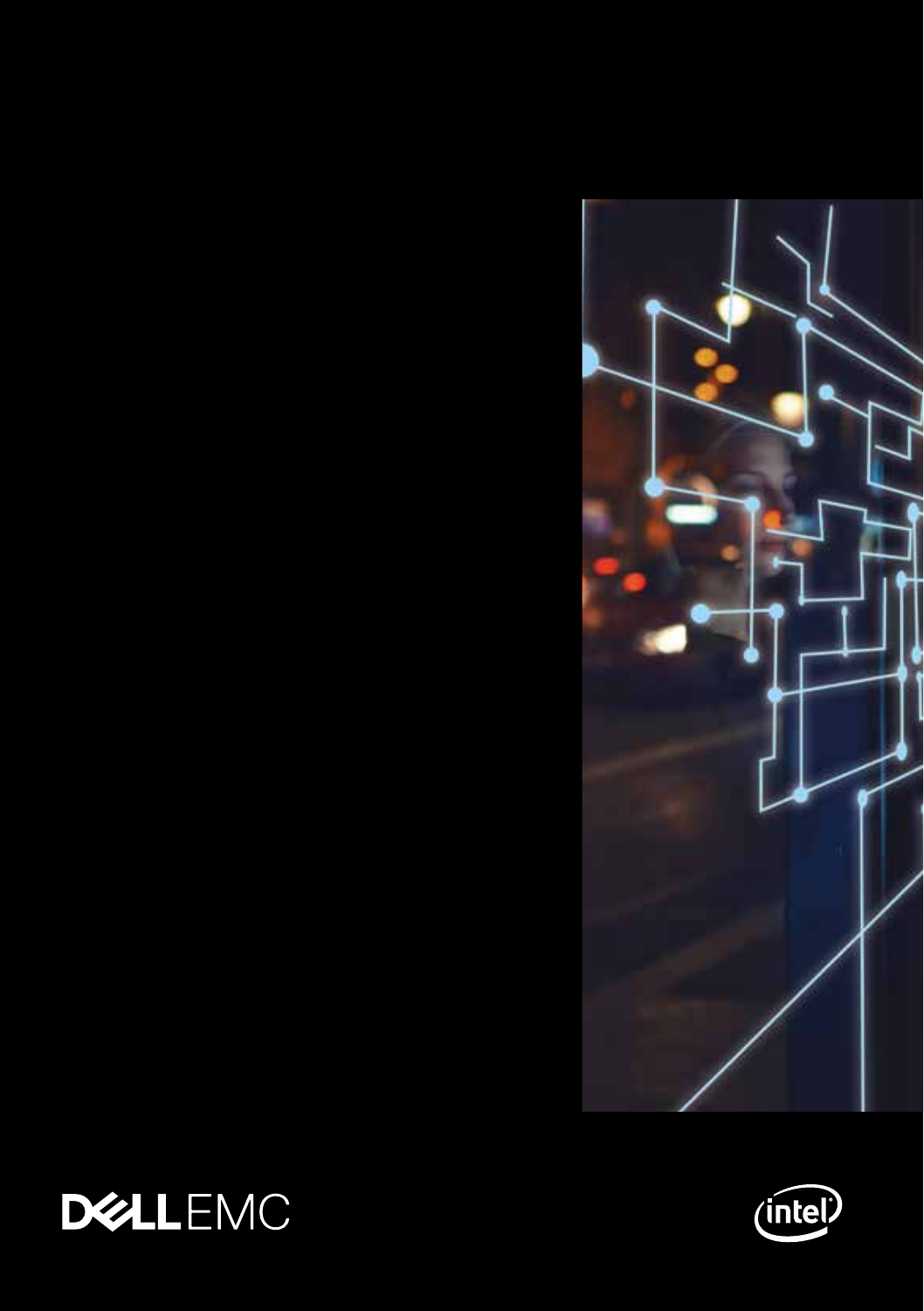DELL EMC

intel